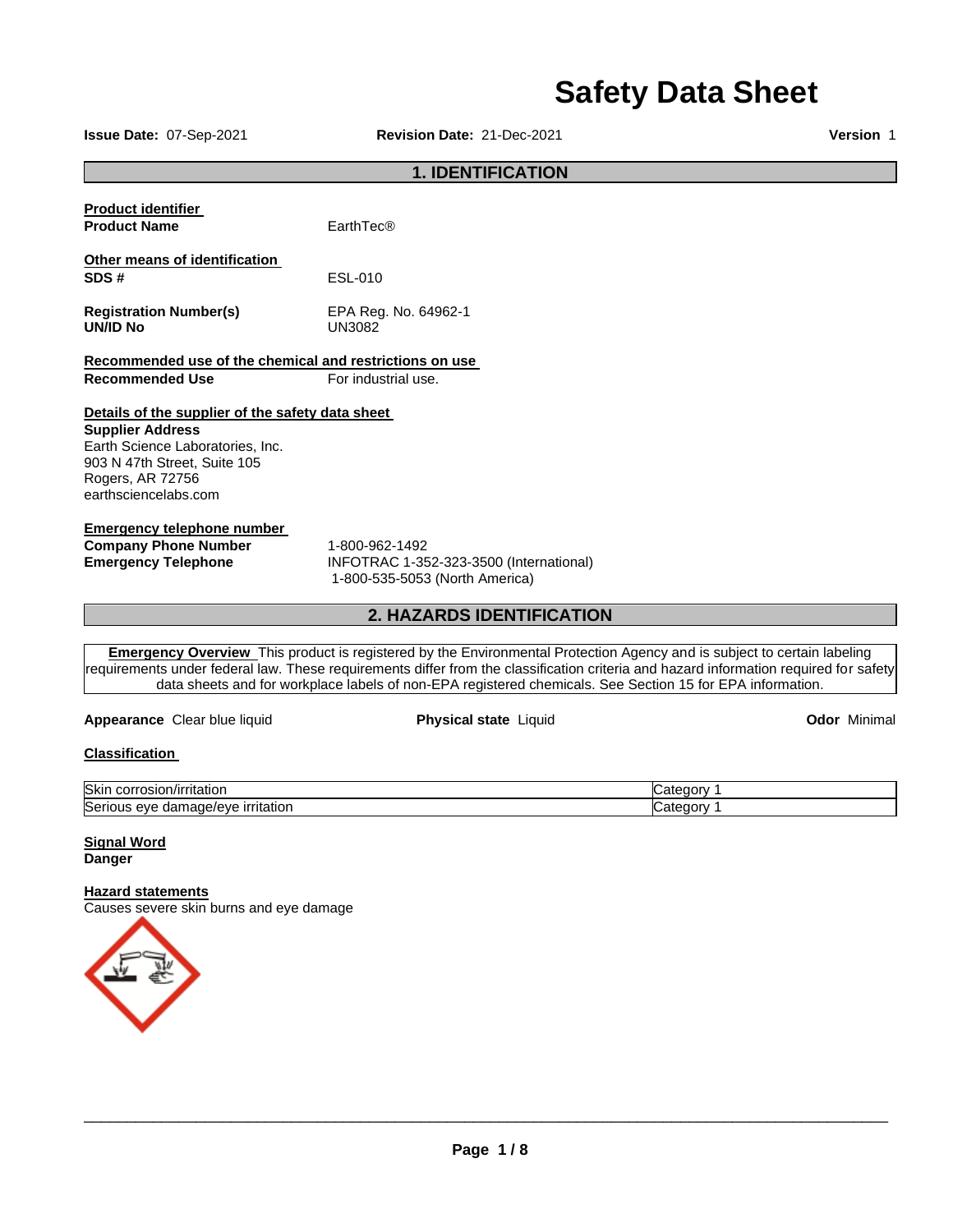# Safety Data Sheet

**Issue Date:** 07-Sep-2021 **Revision Date:** 21-Dec-2021 **Version** 1

## 1. IDENTIFICATION

**Product identifier**

**Product Name** EarthTec®

**Other means of identification**

**SDS #** ESL-010

**Registration Number(s)** EPA Reg. No. 64962-1

**UN/ID No** UN3082

**Recommended use of the chemical and restrictions on use**

**Recommended Use** For industrial use.

**Details of the supplier of the safety data sheet**

**Supplier Address**

Earth Science Laboratories, Inc.
903 N 47th Street, Suite 105
Rogers, AR 72756
earthsciencelabs.com

**Emergency telephone number**

**Company Phone Number** 1-800-962-1492

**Emergency Telephone** INFOTRAC 1-352-323-3500 (International)
1-800-535-5053 (North America)

## 2. HAZARDS IDENTIFICATION

**Emergency Overview** This product is registered by the Environmental Protection Agency and is subject to certain labeling requirements under federal law. These requirements differ from the classification criteria and hazard information required for safety data sheets and for workplace labels of non-EPA registered chemicals. See Section 15 for EPA information.

**Appearance** Clear blue liquid **Physical state** Liquid **Odor** Minimal

**Classification**

| | |
|---|---|
| Skin corrosion/irritation | Category 1 |
| Serious eye damage/eye irritation | Category 1 |

**Signal Word**

**Danger**

**Hazard statements**

Causes severe skin burns and eye damage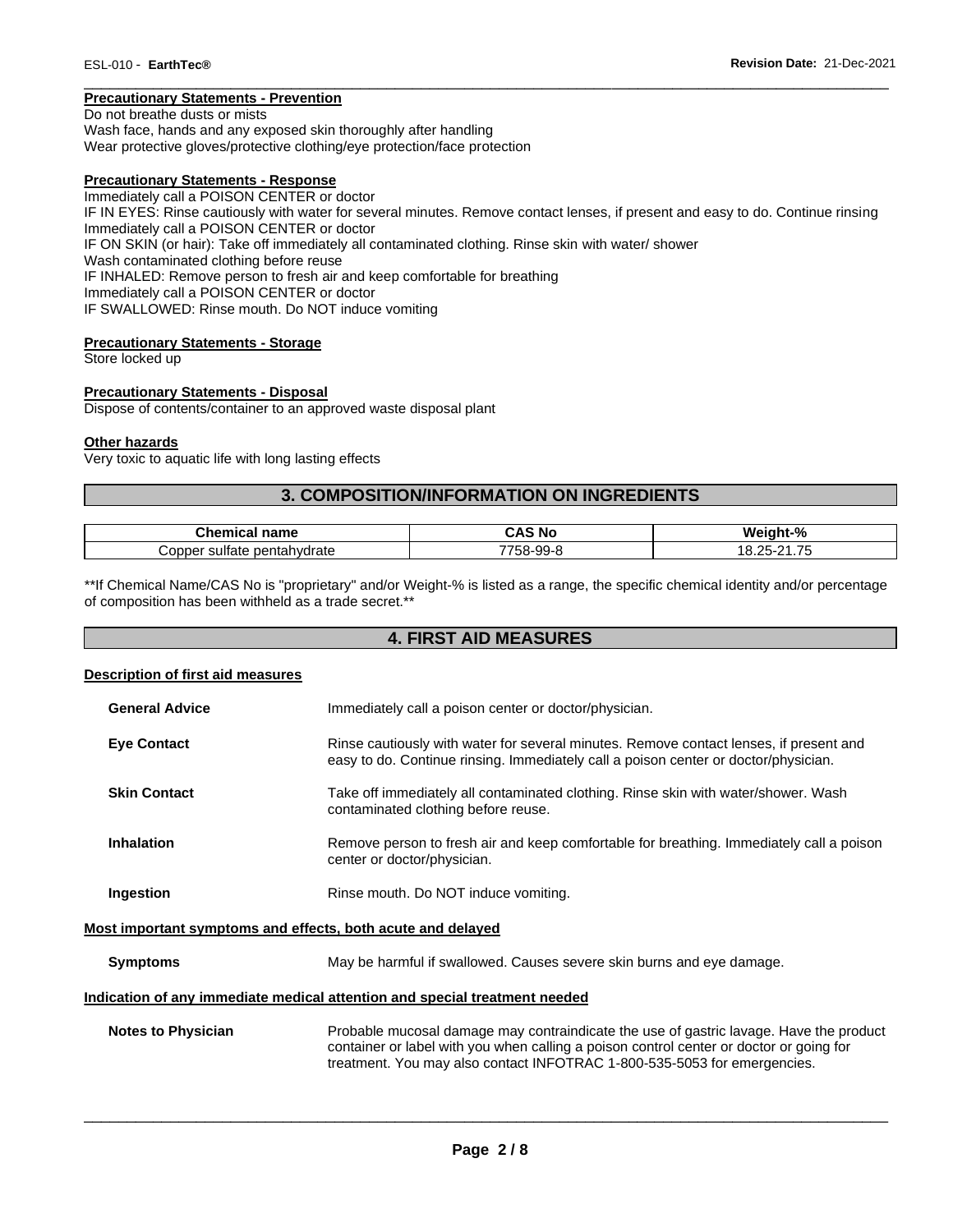**Precautionary Statements - Prevention**

Do not breathe dusts or mists
Wash face, hands and any exposed skin thoroughly after handling
Wear protective gloves/protective clothing/eye protection/face protection

**Precautionary Statements - Response**

Immediately call a POISON CENTER or doctor
IF IN EYES: Rinse cautiously with water for several minutes. Remove contact lenses, if present and easy to do. Continue rinsing
Immediately call a POISON CENTER or doctor
IF ON SKIN (or hair): Take off immediately all contaminated clothing. Rinse skin with water/ shower
Wash contaminated clothing before reuse
IF INHALED: Remove person to fresh air and keep comfortable for breathing
Immediately call a POISON CENTER or doctor
IF SWALLOWED: Rinse mouth. Do NOT induce vomiting

**Precautionary Statements - Storage**

Store locked up

**Precautionary Statements - Disposal**

Dispose of contents/container to an approved waste disposal plant

**Other hazards**

Very toxic to aquatic life with long lasting effects

## 3. COMPOSITION/INFORMATION ON INGREDIENTS

| Chemical name | CAS No | Weight-% |
|---|---|---|
| Copper sulfate pentahydrate | 7758-99-8 | 18.25-21.75 |

**If Chemical Name/CAS No is "proprietary" and/or Weight-% is listed as a range, the specific chemical identity and/or percentage of composition has been withheld as a trade secret.**

## 4. FIRST AID MEASURES

**Description of first aid measures**

**General Advice** Immediately call a poison center or doctor/physician.

**Eye Contact** Rinse cautiously with water for several minutes. Remove contact lenses, if present and easy to do. Continue rinsing. Immediately call a poison center or doctor/physician.

**Skin Contact** Take off immediately all contaminated clothing. Rinse skin with water/shower. Wash contaminated clothing before reuse.

**Inhalation** Remove person to fresh air and keep comfortable for breathing. Immediately call a poison center or doctor/physician.

**Ingestion** Rinse mouth. Do NOT induce vomiting.

**Most important symptoms and effects, both acute and delayed**

**Symptoms** May be harmful if swallowed. Causes severe skin burns and eye damage.

**Indication of any immediate medical attention and special treatment needed**

**Notes to Physician** Probable mucosal damage may contraindicate the use of gastric lavage. Have the product container or label with you when calling a poison control center or doctor or going for treatment. You may also contact INFOTRAC 1-800-535-5053 for emergencies.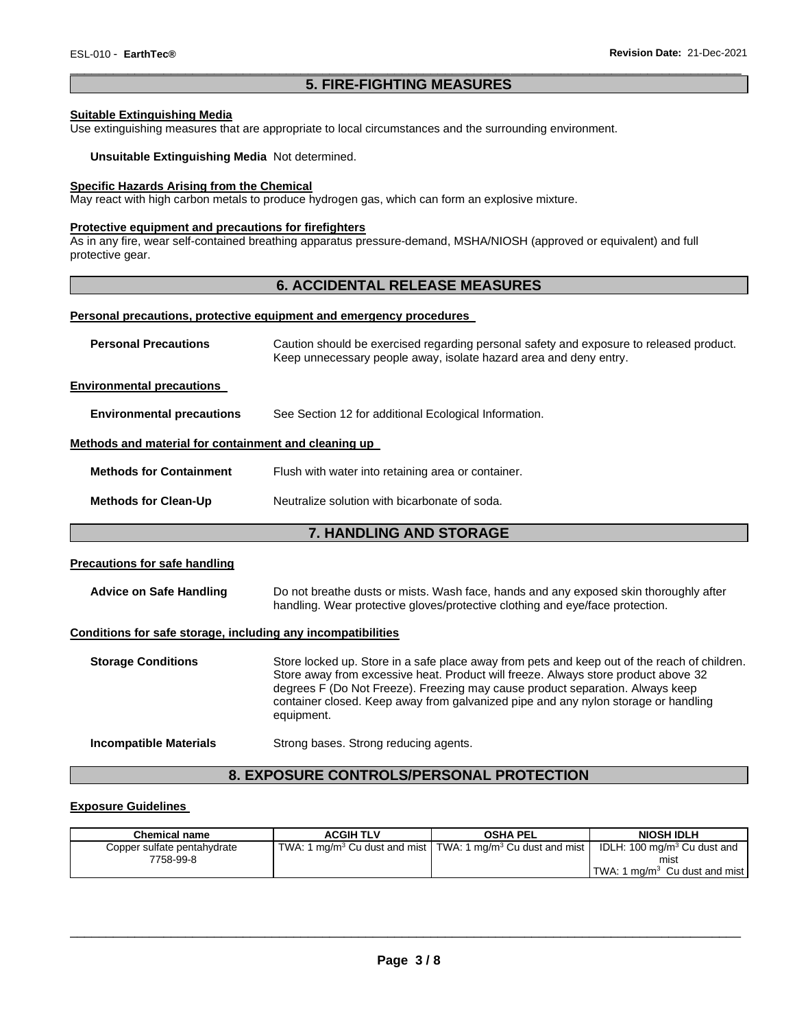## 5. FIRE-FIGHTING MEASURES

**Suitable Extinguishing Media**

Use extinguishing measures that are appropriate to local circumstances and the surrounding environment.

**Unsuitable Extinguishing Media** Not determined.

**Specific Hazards Arising from the Chemical**

May react with high carbon metals to produce hydrogen gas, which can form an explosive mixture.

**Protective equipment and precautions for firefighters**

As in any fire, wear self-contained breathing apparatus pressure-demand, MSHA/NIOSH (approved or equivalent) and full protective gear.

## 6. ACCIDENTAL RELEASE MEASURES

**Personal precautions, protective equipment and emergency procedures**

**Personal Precautions** Caution should be exercised regarding personal safety and exposure to released product. Keep unnecessary people away, isolate hazard area and deny entry.

**Environmental precautions**

**Environmental precautions** See Section 12 for additional Ecological Information.

**Methods and material for containment and cleaning up**

**Methods for Containment** Flush with water into retaining area or container.

**Methods for Clean-Up** Neutralize solution with bicarbonate of soda.

## 7. HANDLING AND STORAGE

**Precautions for safe handling**

**Advice on Safe Handling** Do not breathe dusts or mists. Wash face, hands and any exposed skin thoroughly after handling. Wear protective gloves/protective clothing and eye/face protection.

**Conditions for safe storage, including any incompatibilities**

**Storage Conditions** Store locked up. Store in a safe place away from pets and keep out of the reach of children. Store away from excessive heat. Product will freeze. Always store product above 32 degrees F (Do Not Freeze). Freezing may cause product separation. Always keep container closed. Keep away from galvanized pipe and any nylon storage or handling equipment.

**Incompatible Materials** Strong bases. Strong reducing agents.

## 8. EXPOSURE CONTROLS/PERSONAL PROTECTION

**Exposure Guidelines**

| Chemical name | ACGIH TLV | OSHA PEL | NIOSH IDLH |
|---|---|---|---|
| Copper sulfate pentahydrate 7758-99-8 | TWA: 1 $mg/m^3$ Cu dust and mist | TWA: 1 $mg/m^3$ Cu dust and mist | IDLH: 100 $mg/m^3$ Cu dust and mist TWA: 1 $mg/m^3$ Cu dust and mist |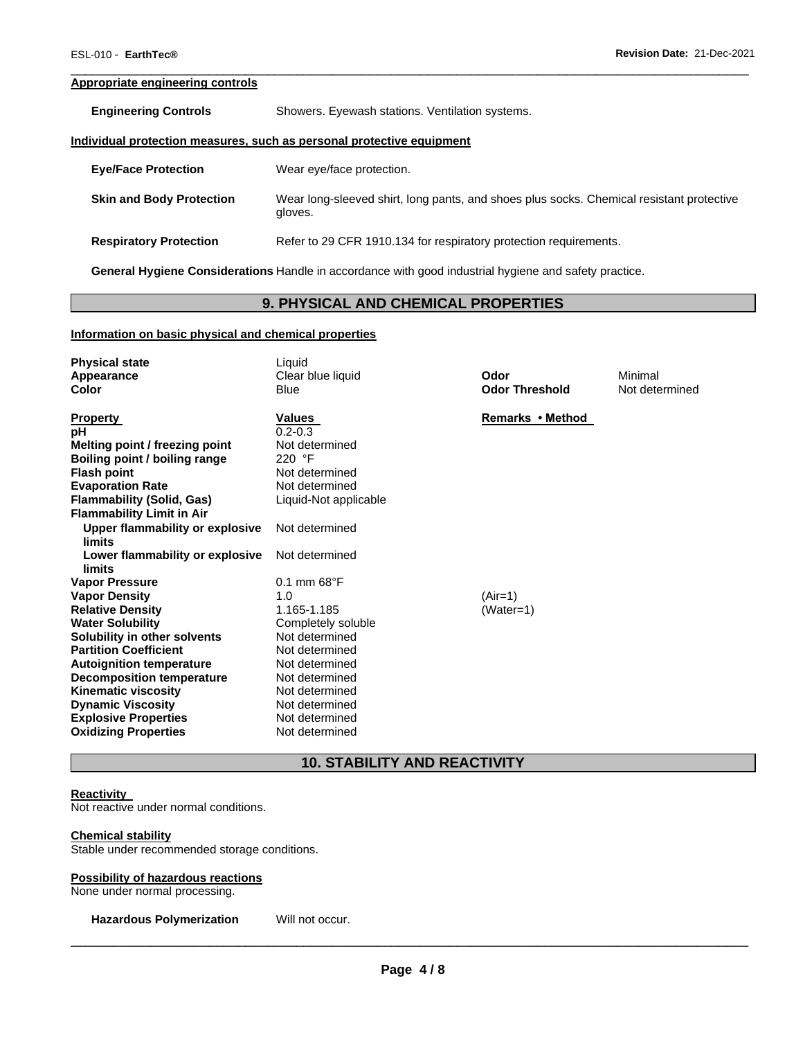**Appropriate engineering controls**

| | |
|---|---|
| **Engineering Controls** | Showers. Eyewash stations. Ventilation systems. |

**Individual protection measures, such as personal protective equipment**

| | |
|---|---|
| **Eye/Face Protection** | Wear eye/face protection. |
| **Skin and Body Protection** | Wear long-sleeved shirt, long pants, and shoes plus socks. Chemical resistant protective gloves. |
| **Respiratory Protection** | Refer to 29 CFR 1910.134 for respiratory protection requirements. |

**General Hygiene Considerations** Handle in accordance with good industrial hygiene and safety practice.

## 9. PHYSICAL AND CHEMICAL PROPERTIES

**Information on basic physical and chemical properties**

| | | | |
|---|---|---|---|
| **Physical state** | Liquid | | |
| **Appearance** | Clear blue liquid | **Odor** | Minimal |
| **Color** | Blue | **Odor Threshold** | Not determined |

| **Property** | **Values** | **Remarks • Method** |
|---|---|---|
| **pH** | 0.2-0.3 | |
| **Melting point / freezing point** | Not determined | |
| **Boiling point / boiling range** | 220 °F | |
| **Flash point** | Not determined | |
| **Evaporation Rate** | Not determined | |
| **Flammability (Solid, Gas)** | Liquid-Not applicable | |
| **Flammability Limit in Air** | | |
| **Upper flammability or explosive limits** | Not determined | |
| **Lower flammability or explosive limits** | Not determined | |
| **Vapor Pressure** | 0.1 mm 68°F | |
| **Vapor Density** | 1.0 | (Air=1) |
| **Relative Density** | 1.165-1.185 | (Water=1) |
| **Water Solubility** | Completely soluble | |
| **Solubility in other solvents** | Not determined | |
| **Partition Coefficient** | Not determined | |
| **Autoignition temperature** | Not determined | |
| **Decomposition temperature** | Not determined | |
| **Kinematic viscosity** | Not determined | |
| **Dynamic Viscosity** | Not determined | |
| **Explosive Properties** | Not determined | |
| **Oxidizing Properties** | Not determined | |

## 10. STABILITY AND REACTIVITY

**Reactivity**

Not reactive under normal conditions.

**Chemical stability**

Stable under recommended storage conditions.

**Possibility of hazardous reactions**

None under normal processing.

**Hazardous Polymerization** Will not occur.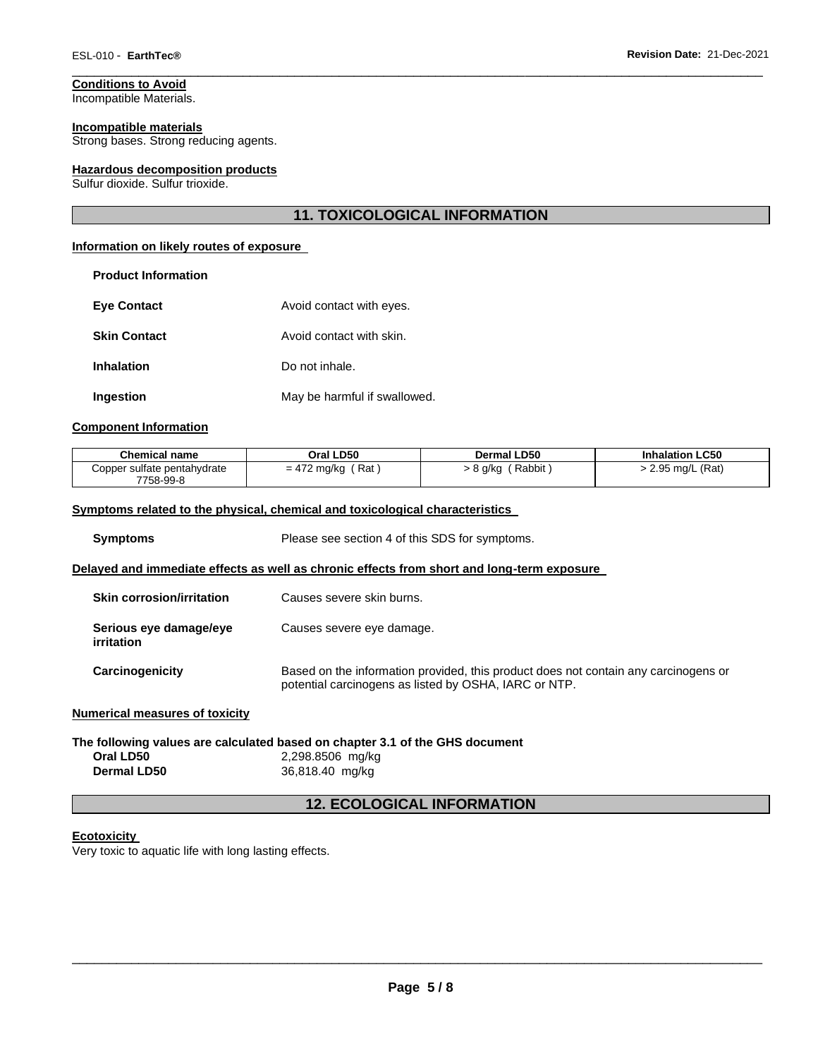**Conditions to Avoid**
Incompatible Materials.

**Incompatible materials**
Strong bases. Strong reducing agents.

**Hazardous decomposition products**
Sulfur dioxide. Sulfur trioxide.

## 11. TOXICOLOGICAL INFORMATION

**Information on likely routes of exposure**

**Product Information**

**Eye Contact** Avoid contact with eyes.

**Skin Contact** Avoid contact with skin.

**Inhalation** Do not inhale.

**Ingestion** May be harmful if swallowed.

**Component Information**

| Chemical name | Oral LD50 | Dermal LD50 | Inhalation LC50 |
|---|---|---|---|
| Copper sulfate pentahydrate 7758-99-8 | = 472 mg/kg ( Rat ) | > 8 g/kg ( Rabbit ) | > 2.95 mg/L (Rat) |

**Symptoms related to the physical, chemical and toxicological characteristics**

**Symptoms** Please see section 4 of this SDS for symptoms.

**Delayed and immediate effects as well as chronic effects from short and long-term exposure**

**Skin corrosion/irritation** Causes severe skin burns.

**Serious eye damage/eye irritation** Causes severe eye damage.

**Carcinogenicity** Based on the information provided, this product does not contain any carcinogens or potential carcinogens as listed by OSHA, IARC or NTP.

**Numerical measures of toxicity**

**The following values are calculated based on chapter 3.1 of the GHS document**
**Oral LD50** 2,298.8506 mg/kg
**Dermal LD50** 36,818.40 mg/kg

## 12. ECOLOGICAL INFORMATION

**Ecotoxicity**
Very toxic to aquatic life with long lasting effects.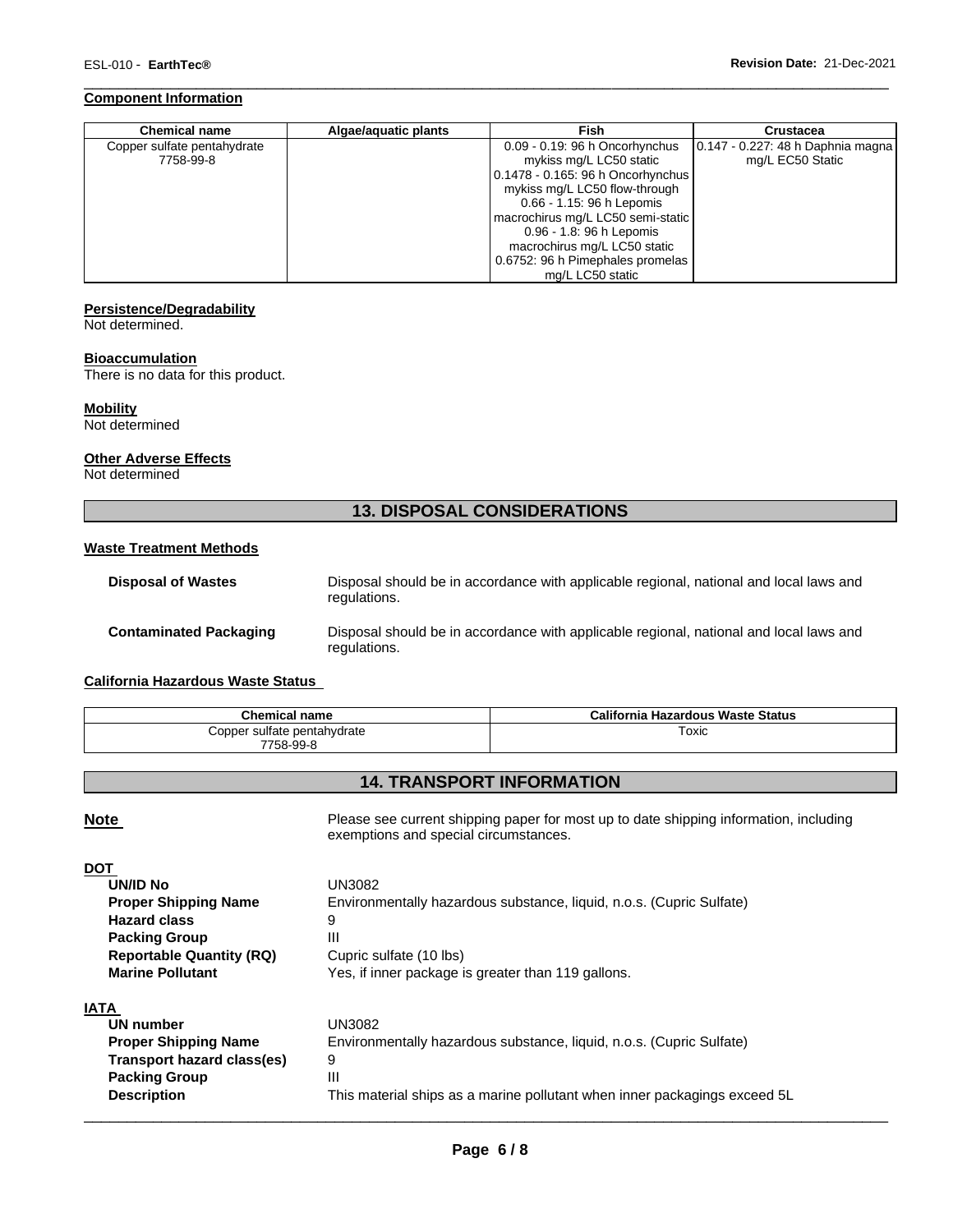#### Component Information

| Chemical name | Algae/aquatic plants | Fish | Crustacea |
|---|---|---|---|
| Copper sulfate pentahydrate 7758-99-8 | | 0.09 - 0.19: 96 h Oncorhynchus mykiss mg/L LC50 static 0.1478 - 0.165: 96 h Oncorhynchus mykiss mg/L LC50 flow-through 0.66 - 1.15: 96 h Lepomis macrochirus mg/L LC50 semi-static 0.96 - 1.8: 96 h Lepomis macrochirus mg/L LC50 static 0.6752: 96 h Pimephales promelas mg/L LC50 static | 0.147 - 0.227: 48 h Daphnia magna mg/L EC50 Static |

#### Persistence/Degradability

Not determined.

#### Bioaccumulation

There is no data for this product.

#### Mobility

Not determined

#### Other Adverse Effects

Not determined

## 13. DISPOSAL CONSIDERATIONS

#### Waste Treatment Methods

**Disposal of Wastes** Disposal should be in accordance with applicable regional, national and local laws and regulations.

**Contaminated Packaging** Disposal should be in accordance with applicable regional, national and local laws and regulations.

#### California Hazardous Waste Status

| Chemical name | California Hazardous Waste Status |
|---|---|
| Copper sulfate pentahydrate 7758-99-8 | Toxic |

## 14. TRANSPORT INFORMATION

**Note** Please see current shipping paper for most up to date shipping information, including exemptions and special circumstances.

**DOT**

- **UN/ID No** UN3082
- **Proper Shipping Name** Environmentally hazardous substance, liquid, n.o.s. (Cupric Sulfate)
- **Hazard class** 9
- **Packing Group** III
- **Reportable Quantity (RQ)** Cupric sulfate (10 lbs)
- **Marine Pollutant** Yes, if inner package is greater than 119 gallons.

**IATA**

- **UN number** UN3082
- **Proper Shipping Name** Environmentally hazardous substance, liquid, n.o.s. (Cupric Sulfate)
- **Transport hazard class(es)** 9
- **Packing Group** III
- **Description** This material ships as a marine pollutant when inner packagings exceed 5L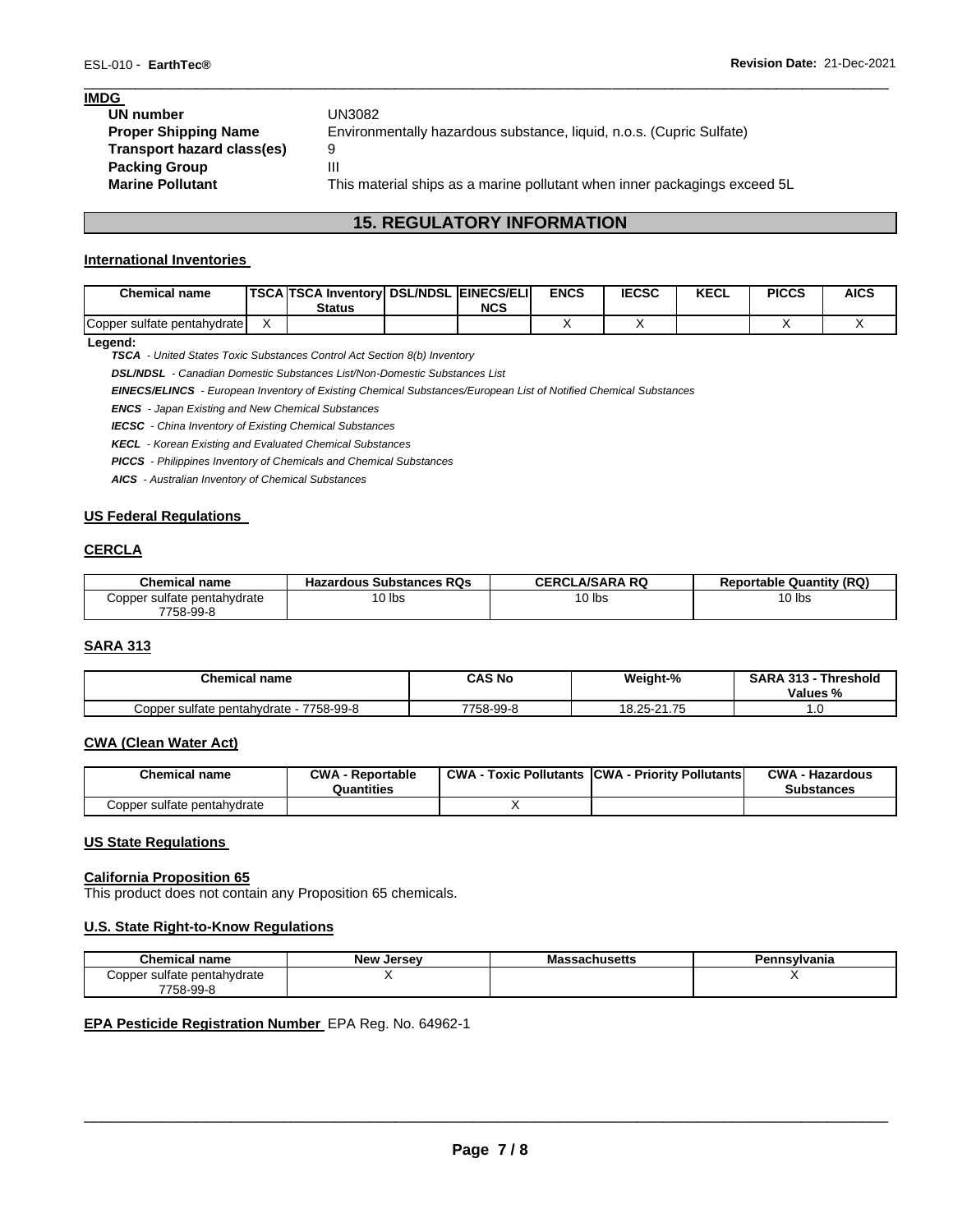**IMDG**

| | |
|---|---|
| **UN number** | UN3082 |
| **Proper Shipping Name** | Environmentally hazardous substance, liquid, n.o.s. (Cupric Sulfate) |
| **Transport hazard class(es)** | 9 |
| **Packing Group** | III |
| **Marine Pollutant** | This material ships as a marine pollutant when inner packagings exceed 5L |

## 15. REGULATORY INFORMATION

### International Inventories

| Chemical name | TSCA | TSCA Inventory Status | DSL/NDSL | EINECS/ELINCS | ENCS | IECSC | KECL | PICCS | AICS |
|---|---|---|---|---|---|---|---|---|---|
| Copper sulfate pentahydrate | X | | | | X | X | | X | X |

**Legend:**

***TSCA*** *- United States Toxic Substances Control Act Section 8(b) Inventory*

***DSL/NDSL*** *- Canadian Domestic Substances List/Non-Domestic Substances List*

***EINECS/ELINCS*** *- European Inventory of Existing Chemical Substances/European List of Notified Chemical Substances*

***ENCS*** *- Japan Existing and New Chemical Substances*

***IECSC*** *- China Inventory of Existing Chemical Substances*

***KECL*** *- Korean Existing and Evaluated Chemical Substances*

***PICCS*** *- Philippines Inventory of Chemicals and Chemical Substances*

***AICS*** *- Australian Inventory of Chemical Substances*

### US Federal Regulations

### CERCLA

| Chemical name | Hazardous Substances RQs | CERCLA/SARA RQ | Reportable Quantity (RQ) |
|---|---|---|---|
| Copper sulfate pentahydrate 7758-99-8 | 10 lbs | 10 lbs | 10 lbs |

### SARA 313

| Chemical name | CAS No | Weight-% | SARA 313 - Threshold Values % |
|---|---|---|---|
| Copper sulfate pentahydrate - 7758-99-8 | 7758-99-8 | 18.25-21.75 | 1.0 |

### CWA (Clean Water Act)

| Chemical name | CWA - Reportable Quantities | CWA - Toxic Pollutants | CWA - Priority Pollutants | CWA - Hazardous Substances |
|---|---|---|---|---|
| Copper sulfate pentahydrate | | X | | |

### US State Regulations

### California Proposition 65

This product does not contain any Proposition 65 chemicals.

### U.S. State Right-to-Know Regulations

| Chemical name | New Jersey | Massachusetts | Pennsylvania |
|---|---|---|---|
| Copper sulfate pentahydrate 7758-99-8 | X | | X |

**EPA Pesticide Registration Number** EPA Reg. No. 64962-1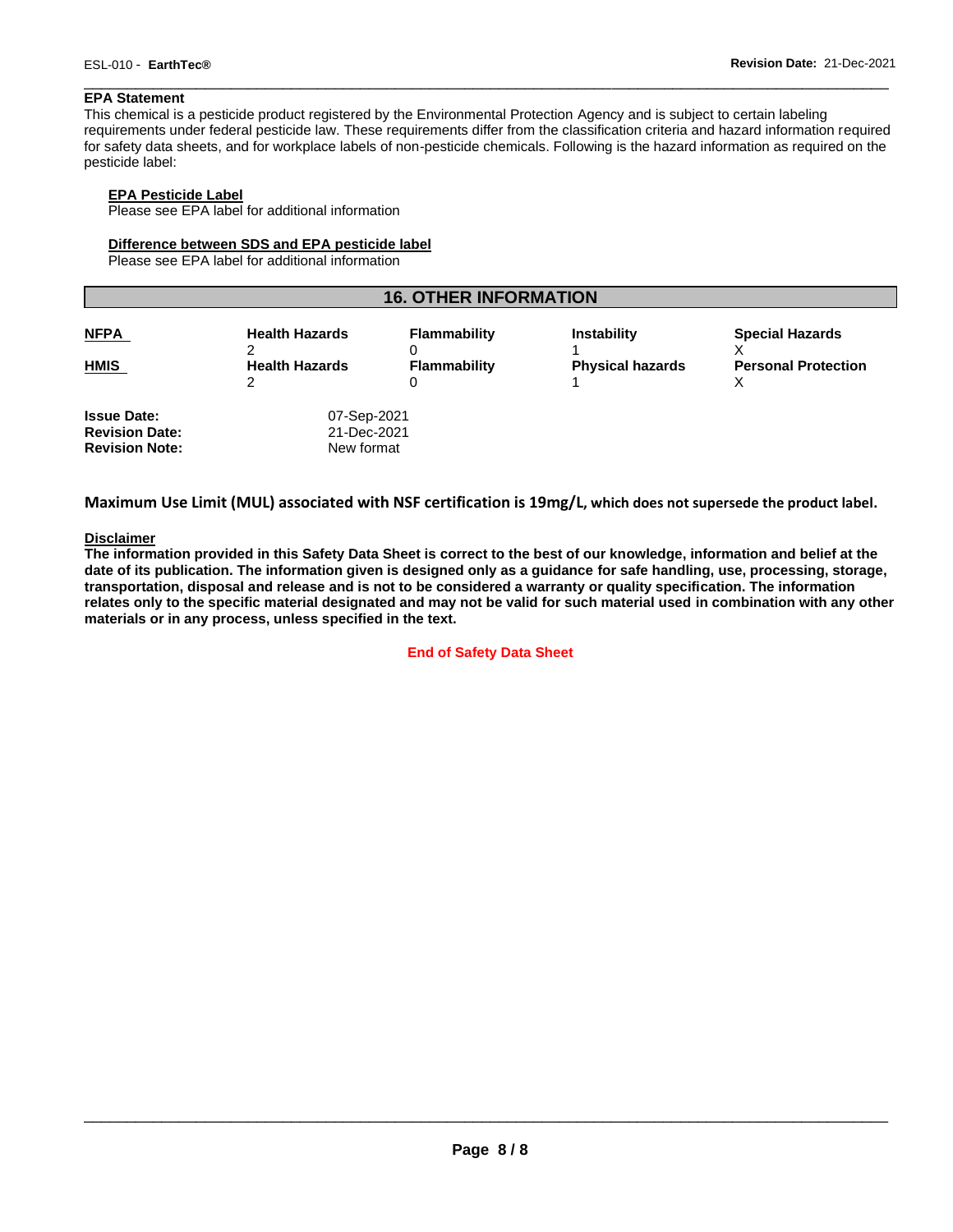**EPA Statement**

This chemical is a pesticide product registered by the Environmental Protection Agency and is subject to certain labeling requirements under federal pesticide law. These requirements differ from the classification criteria and hazard information required for safety data sheets, and for workplace labels of non-pesticide chemicals. Following is the hazard information as required on the pesticide label:

**EPA Pesticide Label**
Please see EPA label for additional information

**Difference between SDS and EPA pesticide label**
Please see EPA label for additional information

## 16. OTHER INFORMATION

| | | | | |
|---|---|---|---|---|
| **NFPA** | **Health Hazards** 2 | **Flammability** 0 | **Instability** 1 | **Special Hazards** X |
| **HMIS** | **Health Hazards** 2 | **Flammability** 0 | **Physical hazards** 1 | **Personal Protection** X |

**Issue Date:** 07-Sep-2021
**Revision Date:** 21-Dec-2021
**Revision Note:** New format

**Maximum Use Limit (MUL) associated with NSF certification is 19mg/L, which does not supersede the product label.**

**Disclaimer**

**The information provided in this Safety Data Sheet is correct to the best of our knowledge, information and belief at the date of its publication. The information given is designed only as a guidance for safe handling, use, processing, storage, transportation, disposal and release and is not to be considered a warranty or quality specification. The information relates only to the specific material designated and may not be valid for such material used in combination with any other materials or in any process, unless specified in the text.**

**End of Safety Data Sheet**